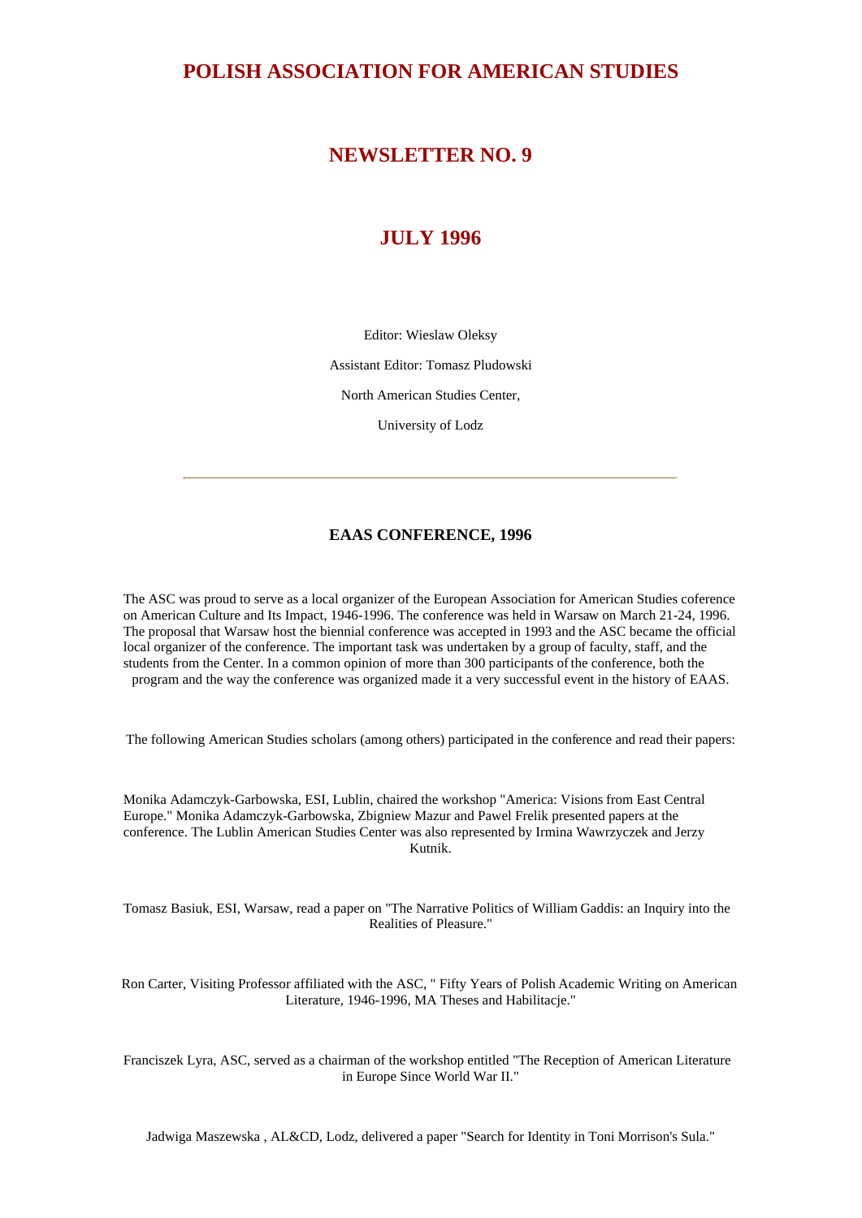# POLISH ASSOCIATION FOR AMERICAN STUDIES

## NEWSLETTER NO. 9

## JULY 1996

Editor: Wieslaw Oleksy

Assistant Editor: Tomasz Pludowski

North American Studies Center,

University of Lodz

---

### EAAS CONFERENCE, 1996

The ASC was proud to serve as a local organizer of the European Association for American Studies coference on American Culture and Its Impact, 1946-1996. The conference was held in Warsaw on March 21-24, 1996. The proposal that Warsaw host the biennial conference was accepted in 1993 and the ASC became the official local organizer of the conference. The important task was undertaken by a group of faculty, staff, and the students from the Center. In a common opinion of more than 300 participants of the conference, both the program and the way the conference was organized made it a very successful event in the history of EAAS.

The following American Studies scholars (among others) participated in the conference and read their papers:

Monika Adamczyk-Garbowska, ESI, Lublin, chaired the workshop "America: Visions from East Central Europe." Monika Adamczyk-Garbowska, Zbigniew Mazur and Pawel Frelik presented papers at the conference. The Lublin American Studies Center was also represented by Irmina Wawrzyczek and Jerzy Kutnik.

Tomasz Basiuk, ESI, Warsaw, read a paper on "The Narrative Politics of William Gaddis: an Inquiry into the Realities of Pleasure."

Ron Carter, Visiting Professor affiliated with the ASC, " Fifty Years of Polish Academic Writing on American Literature, 1946-1996, MA Theses and Habilitacje."

Franciszek Lyra, ASC, served as a chairman of the workshop entitled "The Reception of American Literature in Europe Since World War II."

Jadwiga Maszewska , AL&CD, Lodz, delivered a paper "Search for Identity in Toni Morrison's Sula."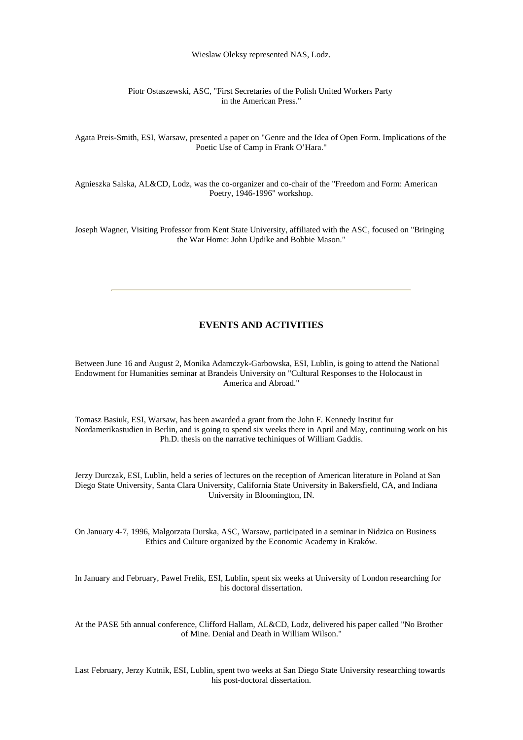Wieslaw Oleksy represented NAS, Lodz.

Piotr Ostaszewski, ASC, "First Secretaries of the Polish United Workers Party in the American Press."

Agata Preis-Smith, ESI, Warsaw, presented a paper on "Genre and the Idea of Open Form. Implications of the Poetic Use of Camp in Frank O'Hara."

Agnieszka Salska, AL&CD, Lodz, was the co-organizer and co-chair of the "Freedom and Form: American Poetry, 1946-1996" workshop.

Joseph Wagner, Visiting Professor from Kent State University, affiliated with the ASC, focused on "Bringing the War Home: John Updike and Bobbie Mason."

---

## EVENTS AND ACTIVITIES

Between June 16 and August 2, Monika Adamczyk-Garbowska, ESI, Lublin, is going to attend the National Endowment for Humanities seminar at Brandeis University on "Cultural Responses to the Holocaust in America and Abroad."

Tomasz Basiuk, ESI, Warsaw, has been awarded a grant from the John F. Kennedy Institut fur Nordamerikastudien in Berlin, and is going to spend six weeks there in April and May, continuing work on his Ph.D. thesis on the narrative techiniques of William Gaddis.

Jerzy Durczak, ESI, Lublin, held a series of lectures on the reception of American literature in Poland at San Diego State University, Santa Clara University, California State University in Bakersfield, CA, and Indiana University in Bloomington, IN.

On January 4-7, 1996, Malgorzata Durska, ASC, Warsaw, participated in a seminar in Nidzica on Business Ethics and Culture organized by the Economic Academy in Kraków.

In January and February, Pawel Frelik, ESI, Lublin, spent six weeks at University of London researching for his doctoral dissertation.

At the PASE 5th annual conference, Clifford Hallam, AL&CD, Lodz, delivered his paper called "No Brother of Mine. Denial and Death in William Wilson."

Last February, Jerzy Kutnik, ESI, Lublin, spent two weeks at San Diego State University researching towards his post-doctoral dissertation.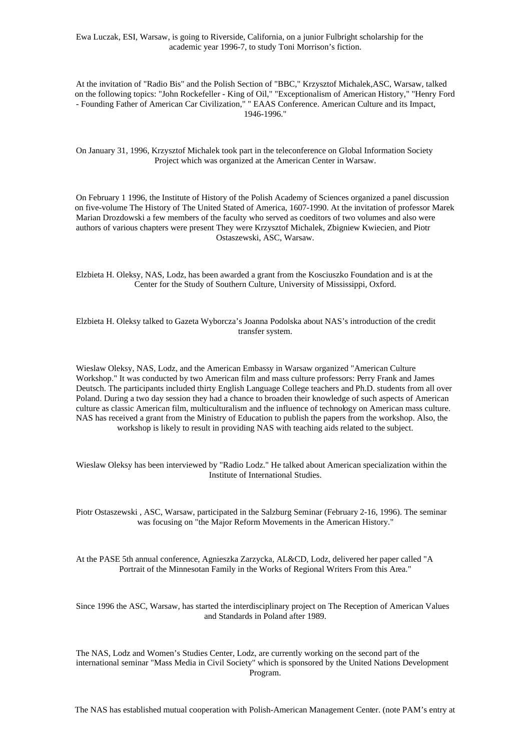Ewa Luczak, ESI, Warsaw, is going to Riverside, California, on a junior Fulbright scholarship for the academic year 1996-7, to study Toni Morrison’s fiction.

At the invitation of "Radio Bis" and the Polish Section of "BBC," Krzysztof Michalek,ASC, Warsaw, talked on the following topics: "John Rockefeller - King of Oil," "Exceptionalism of American History," "Henry Ford - Founding Father of American Car Civilization," " EAAS Conference. American Culture and its Impact, 1946-1996."

On January 31, 1996, Krzysztof Michalek took part in the teleconference on Global Information Society Project which was organized at the American Center in Warsaw.

On February 1 1996, the Institute of History of the Polish Academy of Sciences organized a panel discussion on five-volume The History of The United Stated of America, 1607-1990. At the invitation of professor Marek Marian Drozdowski a few members of the faculty who served as coeditors of two volumes and also were authors of various chapters were present They were Krzysztof Michalek, Zbigniew Kwiecien, and Piotr Ostaszewski, ASC, Warsaw.

Elzbieta H. Oleksy, NAS, Lodz, has been awarded a grant from the Kosciuszko Foundation and is at the Center for the Study of Southern Culture, University of Mississippi, Oxford.

Elzbieta H. Oleksy talked to Gazeta Wyborcza’s Joanna Podolska about NAS’s introduction of the credit transfer system.

Wieslaw Oleksy, NAS, Lodz, and the American Embassy in Warsaw organized "American Culture Workshop." It was conducted by two American film and mass culture professors: Perry Frank and James Deutsch. The participants included thirty English Language College teachers and Ph.D. students from all over Poland. During a two day session they had a chance to broaden their knowledge of such aspects of American culture as classic American film, multiculturalism and the influence of technology on American mass culture. NAS has received a grant from the Ministry of Education to publish the papers from the workshop. Also, the workshop is likely to result in providing NAS with teaching aids related to the subject.

Wieslaw Oleksy has been interviewed by "Radio Lodz." He talked about American specialization within the Institute of International Studies.

Piotr Ostaszewski , ASC, Warsaw, participated in the Salzburg Seminar (February 2-16, 1996). The seminar was focusing on "the Major Reform Movements in the American History."

At the PASE 5th annual conference, Agnieszka Zarzycka, AL&CD, Lodz, delivered her paper called "A Portrait of the Minnesotan Family in the Works of Regional Writers From this Area."

Since 1996 the ASC, Warsaw, has started the interdisciplinary project on The Reception of American Values and Standards in Poland after 1989.

The NAS, Lodz and Women’s Studies Center, Lodz, are currently working on the second part of the international seminar "Mass Media in Civil Society" which is sponsored by the United Nations Development Program.

The NAS has established mutual cooperation with Polish-American Management Center. (note PAM’s entry at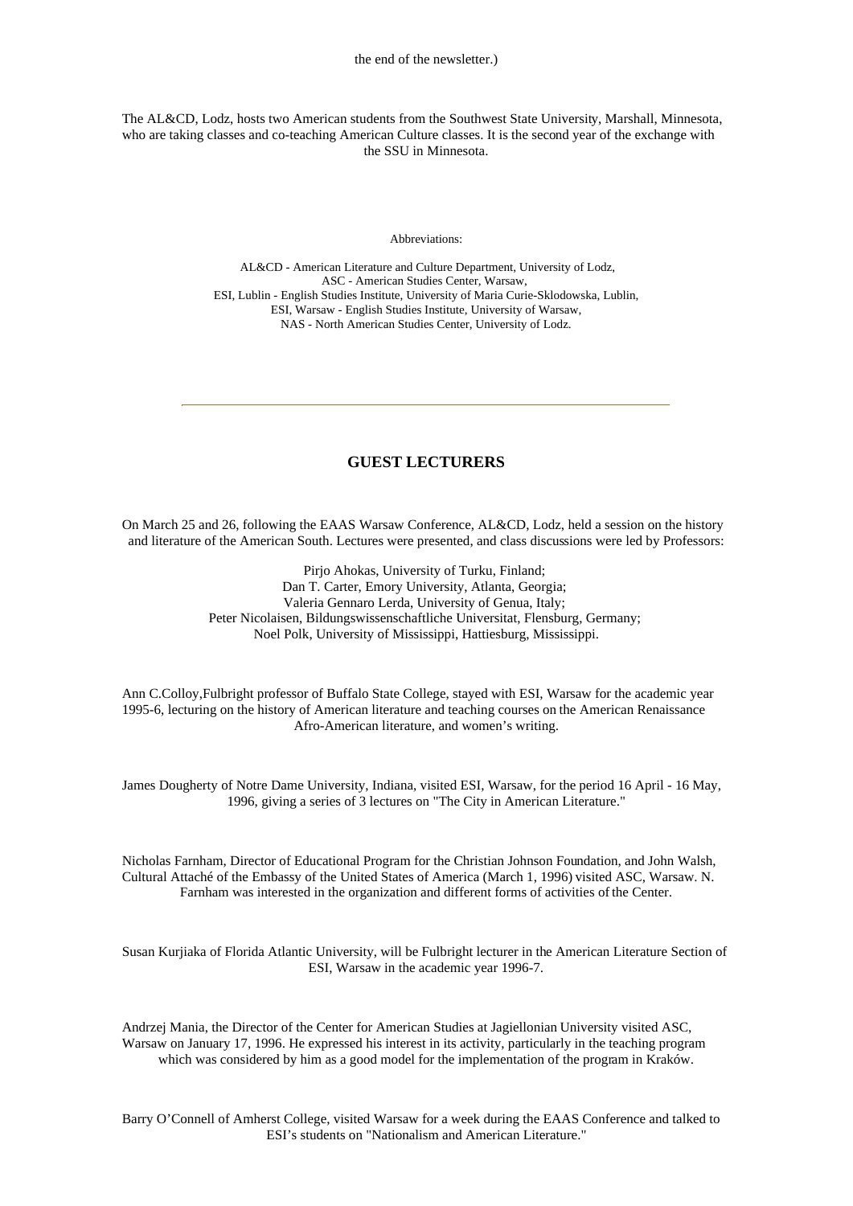the end of the newsletter.)

The AL&CD, Lodz, hosts two American students from the Southwest State University, Marshall, Minnesota, who are taking classes and co-teaching American Culture classes. It is the second year of the exchange with the SSU in Minnesota.

Abbreviations:

AL&CD - American Literature and Culture Department, University of Lodz,
ASC - American Studies Center, Warsaw,
ESI, Lublin - English Studies Institute, University of Maria Curie-Sklodowska, Lublin,
ESI, Warsaw - English Studies Institute, University of Warsaw,
NAS - North American Studies Center, University of Lodz.

---

## GUEST LECTURERS

On March 25 and 26, following the EAAS Warsaw Conference, AL&CD, Lodz, held a session on the history and literature of the American South. Lectures were presented, and class discussions were led by Professors:

Pirjo Ahokas, University of Turku, Finland;
Dan T. Carter, Emory University, Atlanta, Georgia;
Valeria Gennaro Lerda, University of Genua, Italy;
Peter Nicolaisen, Bildungswissenschaftliche Universitat, Flensburg, Germany;
Noel Polk, University of Mississippi, Hattiesburg, Mississippi.

Ann C.Colloy,Fulbright professor of Buffalo State College, stayed with ESI, Warsaw for the academic year 1995-6, lecturing on the history of American literature and teaching courses on the American Renaissance Afro-American literature, and women's writing.

James Dougherty of Notre Dame University, Indiana, visited ESI, Warsaw, for the period 16 April - 16 May, 1996, giving a series of 3 lectures on "The City in American Literature."

Nicholas Farnham, Director of Educational Program for the Christian Johnson Foundation, and John Walsh, Cultural Attaché of the Embassy of the United States of America (March 1, 1996) visited ASC, Warsaw. N. Farnham was interested in the organization and different forms of activities of the Center.

Susan Kurjiaka of Florida Atlantic University, will be Fulbright lecturer in the American Literature Section of ESI, Warsaw in the academic year 1996-7.

Andrzej Mania, the Director of the Center for American Studies at Jagiellonian University visited ASC, Warsaw on January 17, 1996. He expressed his interest in its activity, particularly in the teaching program which was considered by him as a good model for the implementation of the program in Kraków.

Barry O'Connell of Amherst College, visited Warsaw for a week during the EAAS Conference and talked to ESI's students on "Nationalism and American Literature."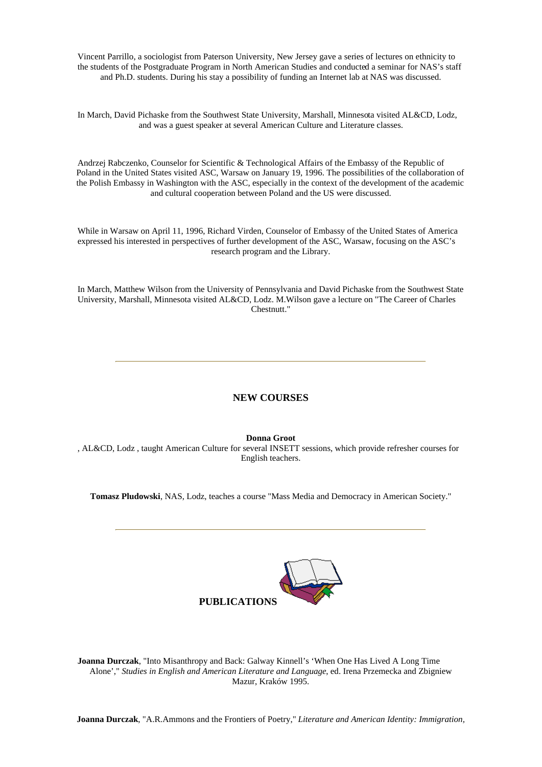Vincent Parrillo, a sociologist from Paterson University, New Jersey gave a series of lectures on ethnicity to the students of the Postgraduate Program in North American Studies and conducted a seminar for NAS's staff and Ph.D. students. During his stay a possibility of funding an Internet lab at NAS was discussed.

In March, David Pichaske from the Southwest State University, Marshall, Minnesota visited AL&CD, Lodz, and was a guest speaker at several American Culture and Literature classes.

Andrzej Rabczenko, Counselor for Scientific & Technological Affairs of the Embassy of the Republic of Poland in the United States visited ASC, Warsaw on January 19, 1996. The possibilities of the collaboration of the Polish Embassy in Washington with the ASC, especially in the context of the development of the academic and cultural cooperation between Poland and the US were discussed.

While in Warsaw on April 11, 1996, Richard Virden, Counselor of Embassy of the United States of America expressed his interested in perspectives of further development of the ASC, Warsaw, focusing on the ASC's research program and the Library.

In March, Matthew Wilson from the University of Pennsylvania and David Pichaske from the Southwest State University, Marshall, Minnesota visited AL&CD, Lodz. M.Wilson gave a lecture on "The Career of Charles Chestnutt."

---

## NEW COURSES

**Donna Groot**, AL&CD, Lodz , taught American Culture for several INSETT sessions, which provide refresher courses for English teachers.

**Tomasz Pludowski**, NAS, Lodz, teaches a course "Mass Media and Democracy in American Society."

---

## PUBLICATIONS

**Joanna Durczak**, "Into Misanthropy and Back: Galway Kinnell's 'When One Has Lived A Long Time Alone'," *Studies in English and American Literature and Language*, ed. Irena Przemecka and Zbigniew Mazur, Kraków 1995.

**Joanna Durczak**, "A.R.Ammons and the Frontiers of Poetry," *Literature and American Identity: Immigration,*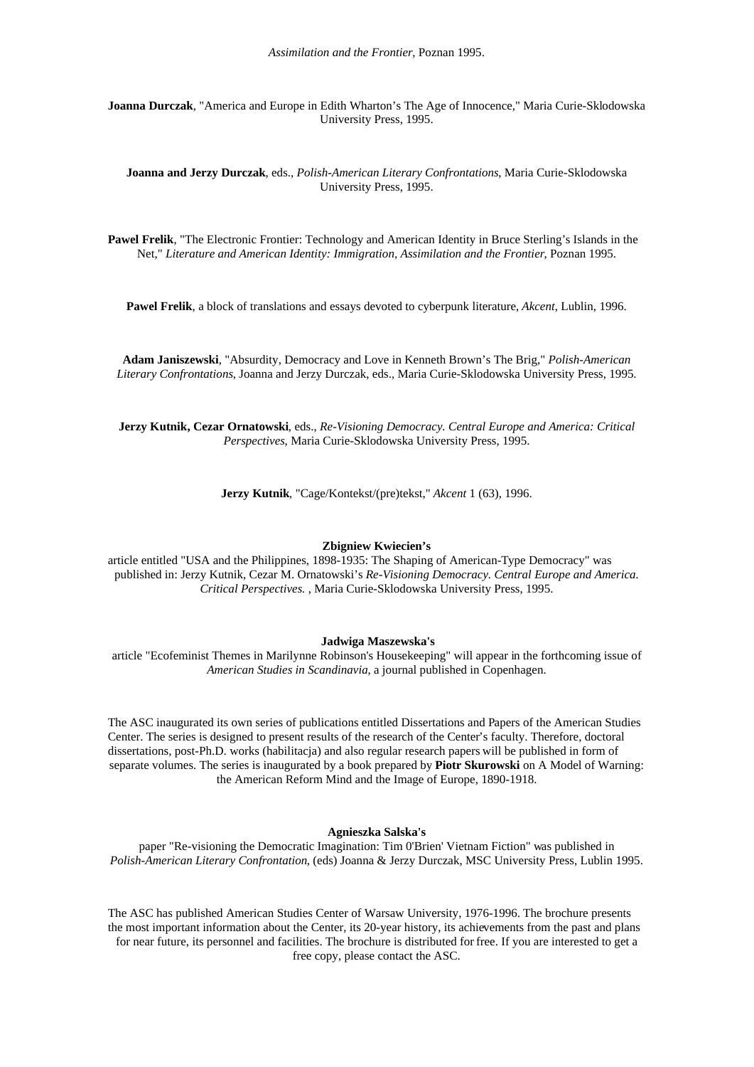*Assimilation and the Frontier*, Poznan 1995.

**Joanna Durczak**, "America and Europe in Edith Wharton's The Age of Innocence," Maria Curie-Sklodowska University Press, 1995.

**Joanna and Jerzy Durczak**, eds., *Polish-American Literary Confrontations*, Maria Curie-Sklodowska University Press, 1995.

**Pawel Frelik**, "The Electronic Frontier: Technology and American Identity in Bruce Sterling's Islands in the Net," *Literature and American Identity: Immigration, Assimilation and the Frontier*, Poznan 1995.

**Pawel Frelik**, a block of translations and essays devoted to cyberpunk literature, *Akcent*, Lublin, 1996.

**Adam Janiszewski**, "Absurdity, Democracy and Love in Kenneth Brown's The Brig," *Polish-American Literary Confrontations*, Joanna and Jerzy Durczak, eds., Maria Curie-Sklodowska University Press, 1995.

**Jerzy Kutnik, Cezar Ornatowski**, eds., *Re-Visioning Democracy. Central Europe and America: Critical Perspectives*, Maria Curie-Sklodowska University Press, 1995.

**Jerzy Kutnik**, "Cage/Kontekst/(pre)tekst," *Akcent* 1 (63), 1996.

**Zbigniew Kwiecien's**

article entitled "USA and the Philippines, 1898-1935: The Shaping of American-Type Democracy" was published in: Jerzy Kutnik, Cezar M. Ornatowski's *Re-Visioning Democracy. Central Europe and America. Critical Perspectives.* , Maria Curie-Sklodowska University Press, 1995.

**Jadwiga Maszewska's**

article "Ecofeminist Themes in Marilynne Robinson's Housekeeping" will appear in the forthcoming issue of *American Studies in Scandinavia*, a journal published in Copenhagen.

The ASC inaugurated its own series of publications entitled Dissertations and Papers of the American Studies Center. The series is designed to present results of the research of the Center's faculty. Therefore, doctoral dissertations, post-Ph.D. works (habilitacja) and also regular research papers will be published in form of separate volumes. The series is inaugurated by a book prepared by **Piotr Skurowski** on A Model of Warning: the American Reform Mind and the Image of Europe, 1890-1918.

**Agnieszka Salska's**

paper "Re-visioning the Democratic Imagination: Tim 0'Brien' Vietnam Fiction" was published in *Polish-American Literary Confrontation*, (eds) Joanna & Jerzy Durczak, MSC University Press, Lublin 1995.

The ASC has published American Studies Center of Warsaw University, 1976-1996. The brochure presents the most important information about the Center, its 20-year history, its achievements from the past and plans for near future, its personnel and facilities. The brochure is distributed for free. If you are interested to get a free copy, please contact the ASC.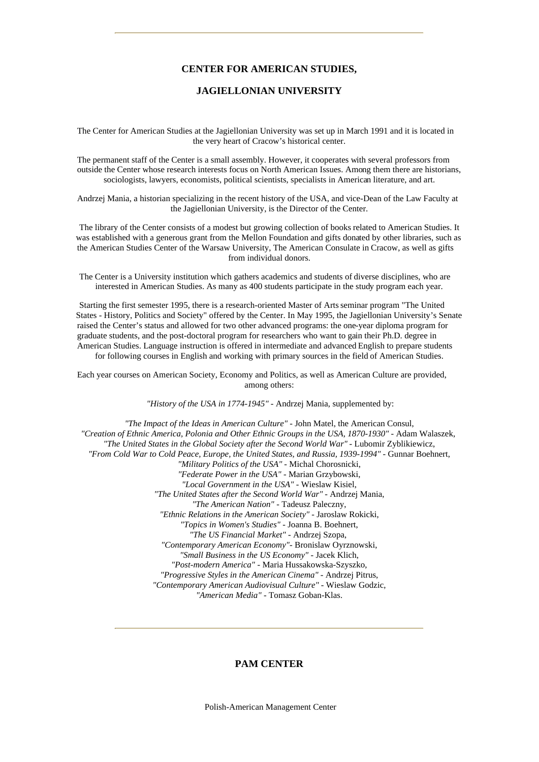---

## CENTER FOR AMERICAN STUDIES,

## JAGIELLONIAN UNIVERSITY

The Center for American Studies at the Jagiellonian University was set up in March 1991 and it is located in the very heart of Cracow's historical center.

The permanent staff of the Center is a small assembly. However, it cooperates with several professors from outside the Center whose research interests focus on North American Issues. Among them there are historians, sociologists, lawyers, economists, political scientists, specialists in American literature, and art.

Andrzej Mania, a historian specializing in the recent history of the USA, and vice-Dean of the Law Faculty at the Jagiellonian University, is the Director of the Center.

The library of the Center consists of a modest but growing collection of books related to American Studies. It was established with a generous grant from the Mellon Foundation and gifts donated by other libraries, such as the American Studies Center of the Warsaw University, The American Consulate in Cracow, as well as gifts from individual donors.

The Center is a University institution which gathers academics and students of diverse disciplines, who are interested in American Studies. As many as 400 students participate in the study program each year.

Starting the first semester 1995, there is a research-oriented Master of Arts seminar program "The United States - History, Politics and Society" offered by the Center. In May 1995, the Jagiellonian University's Senate raised the Center's status and allowed for two other advanced programs: the one-year diploma program for graduate students, and the post-doctoral program for researchers who want to gain their Ph.D. degree in American Studies. Language instruction is offered in intermediate and advanced English to prepare students for following courses in English and working with primary sources in the field of American Studies.

Each year courses on American Society, Economy and Politics, as well as American Culture are provided, among others:

*"History of the USA in 1774-1945"* - Andrzej Mania, supplemented by:

*"The Impact of the Ideas in American Culture"* - John Matel, the American Consul,
*"Creation of Ethnic America, Polonia and Other Ethnic Groups in the USA, 1870-1930"* - Adam Walaszek,
*"The United States in the Global Society after the Second World War"* - Lubomir Zyblikiewicz,
*"From Cold War to Cold Peace, Europe, the United States, and Russia, 1939-1994"* - Gunnar Boehnert,
*"Military Politics of the USA"* - Michal Chorosnicki,
*"Federate Power in the USA"* - Marian Grzybowski,
*"Local Government in the USA"* - Wieslaw Kisiel,
*"The United States after the Second World War"* - Andrzej Mania,
*"The American Nation"* - Tadeusz Paleczny,
*"Ethnic Relations in the American Society"* - Jaroslaw Rokicki,
*"Topics in Women's Studies"* - Joanna B. Boehnert,
*"The US Financial Market"* - Andrzej Szopa,
*"Contemporary American Economy"*- Bronislaw Oyrznowski,
*"Small Business in the US Economy"* - Jacek Klich,
*"Post-modern America"* - Maria Hussakowska-Szyszko,
*"Progressive Styles in the American Cinema"* - Andrzej Pitrus,
*"Contemporary American Audiovisual Culture"* - Wieslaw Godzic,
*"American Media"* - Tomasz Goban-Klas.

---

## PAM CENTER

Polish-American Management Center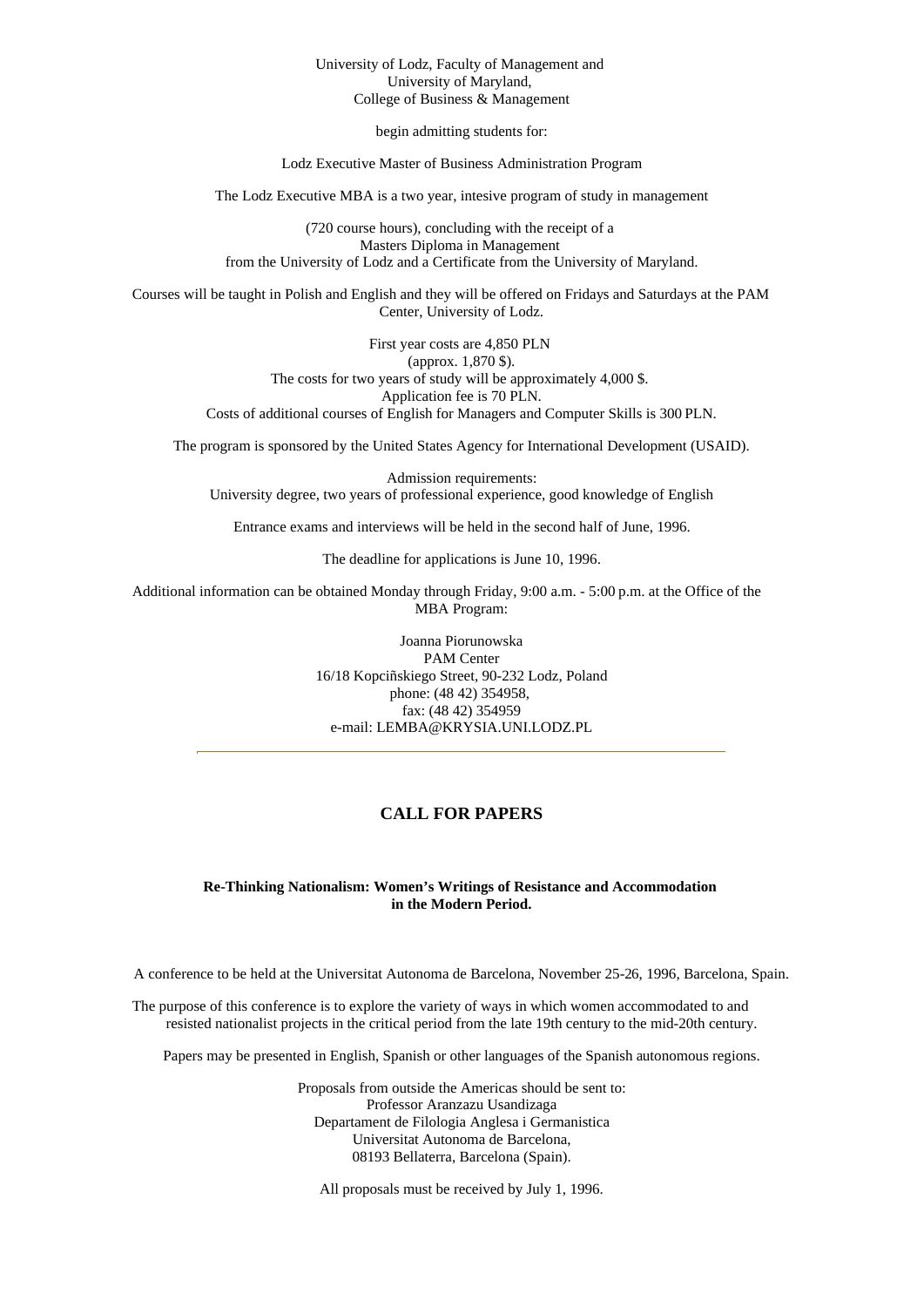University of Lodz, Faculty of Management and
University of Maryland,
College of Business & Management

begin admitting students for:

Lodz Executive Master of Business Administration Program

The Lodz Executive MBA is a two year, intesive program of study in management

(720 course hours), concluding with the receipt of a
Masters Diploma in Management
from the University of Lodz and a Certificate from the University of Maryland.

Courses will be taught in Polish and English and they will be offered on Fridays and Saturdays at the PAM Center, University of Lodz.

First year costs are 4,850 PLN
(approx. 1,870 $).
The costs for two years of study will be approximately 4,000 $.
Application fee is 70 PLN.
Costs of additional courses of English for Managers and Computer Skills is 300 PLN.

The program is sponsored by the United States Agency for International Development (USAID).

Admission requirements:
University degree, two years of professional experience, good knowledge of English

Entrance exams and interviews will be held in the second half of June, 1996.

The deadline for applications is June 10, 1996.

Additional information can be obtained Monday through Friday, 9:00 a.m. - 5:00 p.m. at the Office of the MBA Program:

Joanna Piorunowska
PAM Center
16/18 Kopciñskiego Street, 90-232 Lodz, Poland
phone: (48 42) 354958,
fax: (48 42) 354959
e-mail: LEMBA@KRYSIA.UNI.LODZ.PL

---

## CALL FOR PAPERS

### Re-Thinking Nationalism: Women's Writings of Resistance and Accommodation in the Modern Period.

A conference to be held at the Universitat Autonoma de Barcelona, November 25-26, 1996, Barcelona, Spain.

The purpose of this conference is to explore the variety of ways in which women accommodated to and resisted nationalist projects in the critical period from the late 19th century to the mid-20th century.

Papers may be presented in English, Spanish or other languages of the Spanish autonomous regions.

Proposals from outside the Americas should be sent to:
Professor Aranzazu Usandizaga
Departament de Filologia Anglesa i Germanistica
Universitat Autonoma de Barcelona,
08193 Bellaterra, Barcelona (Spain).

All proposals must be received by July 1, 1996.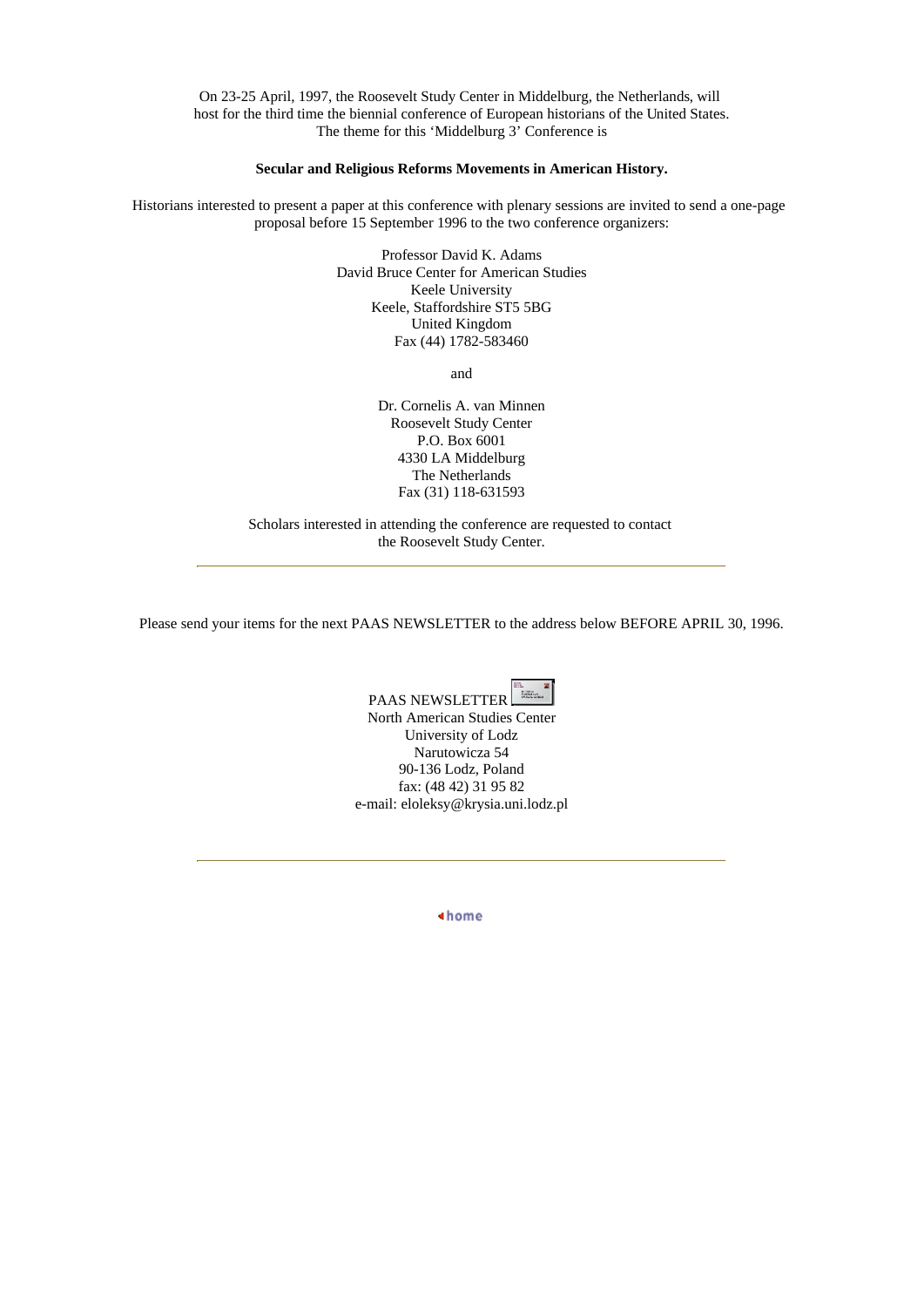On 23-25 April, 1997, the Roosevelt Study Center in Middelburg, the Netherlands, will host for the third time the biennial conference of European historians of the United States. The theme for this 'Middelburg 3' Conference is

**Secular and Religious Reforms Movements in American History.**

Historians interested to present a paper at this conference with plenary sessions are invited to send a one-page proposal before 15 September 1996 to the two conference organizers:

Professor David K. Adams
David Bruce Center for American Studies
Keele University
Keele, Staffordshire ST5 5BG
United Kingdom
Fax (44) 1782-583460

and

Dr. Cornelis A. van Minnen
Roosevelt Study Center
P.O. Box 6001
4330 LA Middelburg
The Netherlands
Fax (31) 118-631593

Scholars interested in attending the conference are requested to contact the Roosevelt Study Center.

---

Please send your items for the next PAAS NEWSLETTER to the address below BEFORE APRIL 30, 1996.

PAAS NEWSLETTER
North American Studies Center
University of Lodz
Narutowicza 54
90-136 Lodz, Poland
fax: (48 42) 31 95 82
e-mail: eloleksy@krysia.uni.lodz.pl

---

home